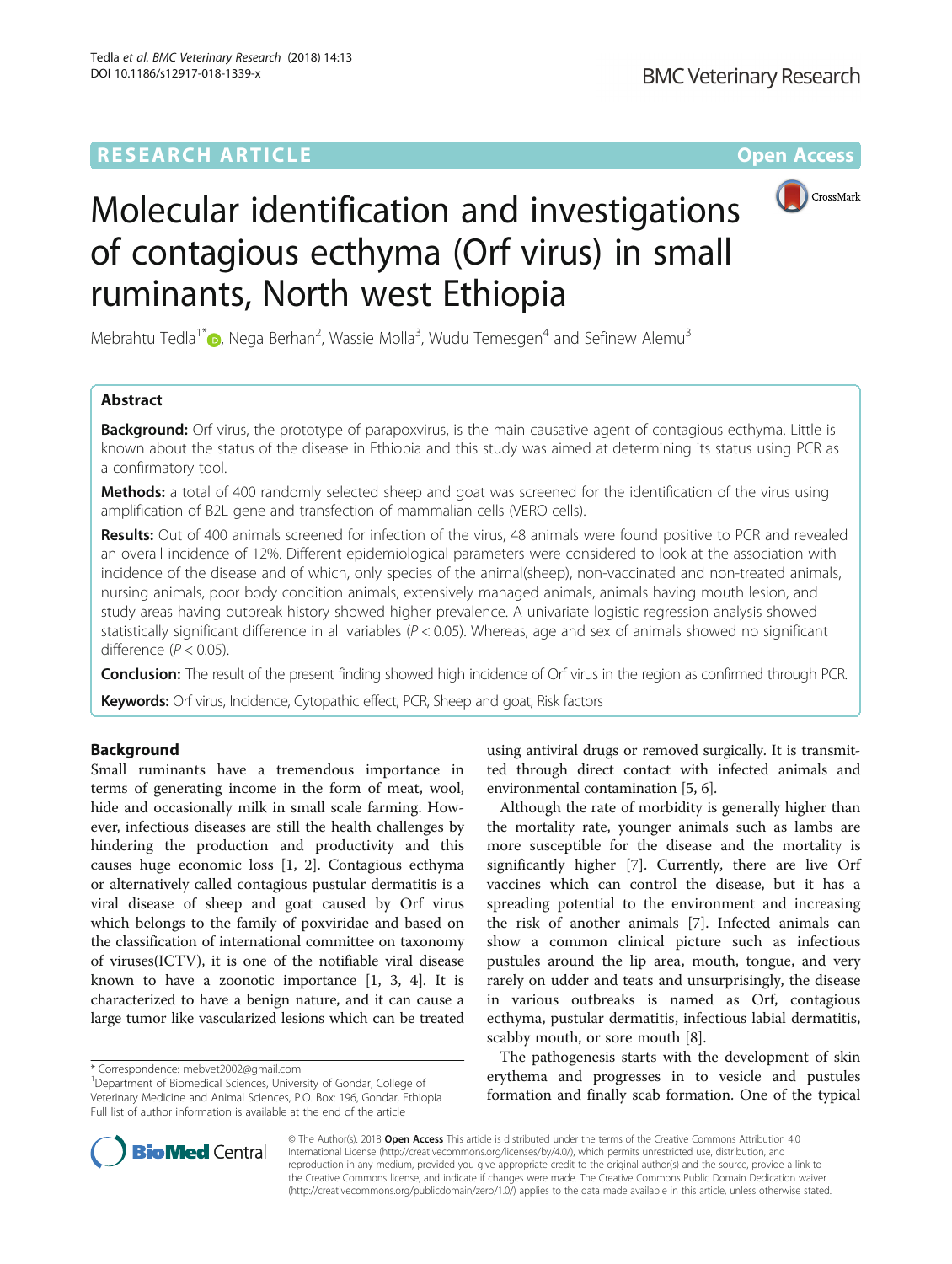# RESEARCH ARTICLE

**Open Access**

# Molecular identification and investigations of contagious ecthyma (Orf virus) in small ruminants, North west Ethiopia

Mebrahtu Tedla[1*], Nega Berhan[2], Wassie Molla[3], Wudu Temesgen[4] and Sefinew Alemu[3]

## Abstract

**Background:** Orf virus, the prototype of parapoxvirus, is the main causative agent of contagious ecthyma. Little is known about the status of the disease in Ethiopia and this study was aimed at determining its status using PCR as a confirmatory tool.

**Methods:** a total of 400 randomly selected sheep and goat was screened for the identification of the virus using amplification of B2L gene and transfection of mammalian cells (VERO cells).

**Results:** Out of 400 animals screened for infection of the virus, 48 animals were found positive to PCR and revealed an overall incidence of 12%. Different epidemiological parameters were considered to look at the association with incidence of the disease and of which, only species of the animal(sheep), non-vaccinated and non-treated animals, nursing animals, poor body condition animals, extensively managed animals, animals having mouth lesion, and study areas having outbreak history showed higher prevalence. A univariate logistic regression analysis showed statistically significant difference in all variables ($P < 0.05$). Whereas, age and sex of animals showed no significant difference ($P < 0.05$).

**Conclusion:** The result of the present finding showed high incidence of Orf virus in the region as confirmed through PCR.

**Keywords:** Orf virus, Incidence, Cytopathic effect, PCR, Sheep and goat, Risk factors

## Background

Small ruminants have a tremendous importance in terms of generating income in the form of meat, wool, hide and occasionally milk in small scale farming. However, infectious diseases are still the health challenges by hindering the production and productivity and this causes huge economic loss [1, 2]. Contagious ecthyma or alternatively called contagious pustular dermatitis is a viral disease of sheep and goat caused by Orf virus which belongs to the family of poxviridae and based on the classification of international committee on taxonomy of viruses(ICTV), it is one of the notifiable viral disease known to have a zoonotic importance [1, 3, 4]. It is characterized to have a benign nature, and it can cause a large tumor like vascularized lesions which can be treated using antiviral drugs or removed surgically. It is transmitted through direct contact with infected animals and environmental contamination [5, 6].

Although the rate of morbidity is generally higher than the mortality rate, younger animals such as lambs are more susceptible for the disease and the mortality is significantly higher [7]. Currently, there are live Orf vaccines which can control the disease, but it has a spreading potential to the environment and increasing the risk of another animals [7]. Infected animals can show a common clinical picture such as infectious pustules around the lip area, mouth, tongue, and very rarely on udder and teats and unsurprisingly, the disease in various outbreaks is named as Orf, contagious ecthyma, pustular dermatitis, infectious labial dermatitis, scabby mouth, or sore mouth [8].

The pathogenesis starts with the development of skin erythema and progresses in to vesicle and pustules formation and finally scab formation. One of the typical

\* Correspondence: mebvet2002@gmail.com

[1] Department of Biomedical Sciences, University of Gondar, College of Veterinary Medicine and Animal Sciences, P.O. Box: 196, Gondar, Ethiopia

Full list of author information is available at the end of the article

© The Author(s). 2018 **Open Access** This article is distributed under the terms of the Creative Commons Attribution 4.0 International License (http://creativecommons.org/licenses/by/4.0/), which permits unrestricted use, distribution, and reproduction in any medium, provided you give appropriate credit to the original author(s) and the source, provide a link to the Creative Commons license, and indicate if changes were made. The Creative Commons Public Domain Dedication waiver (http://creativecommons.org/publicdomain/zero/1.0/) applies to the data made available in this article, unless otherwise stated.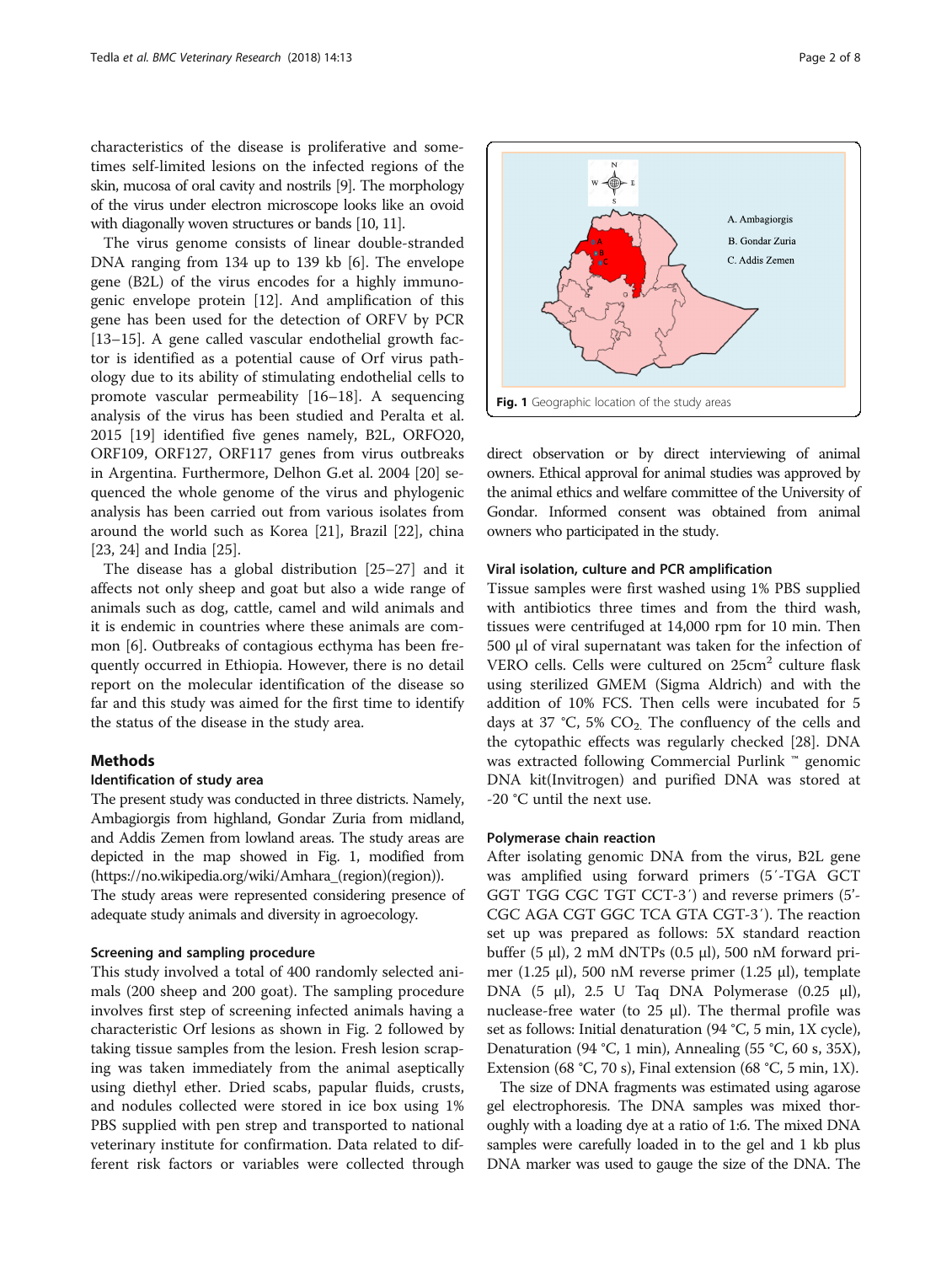characteristics of the disease is proliferative and sometimes self-limited lesions on the infected regions of the skin, mucosa of oral cavity and nostrils [9]. The morphology of the virus under electron microscope looks like an ovoid with diagonally woven structures or bands [10, 11].

The virus genome consists of linear double-stranded DNA ranging from 134 up to 139 kb [6]. The envelope gene (B2L) of the virus encodes for a highly immunogenic envelope protein [12]. And amplification of this gene has been used for the detection of ORFV by PCR [13–15]. A gene called vascular endothelial growth factor is identified as a potential cause of Orf virus pathology due to its ability of stimulating endothelial cells to promote vascular permeability [16–18]. A sequencing analysis of the virus has been studied and Peralta et al. 2015 [19] identified five genes namely, B2L, ORFO20, ORF109, ORF127, ORF117 genes from virus outbreaks in Argentina. Furthermore, Delhon G.et al. 2004 [20] sequenced the whole genome of the virus and phylogenic analysis has been carried out from various isolates from around the world such as Korea [21], Brazil [22], china [23, 24] and India [25].

The disease has a global distribution [25–27] and it affects not only sheep and goat but also a wide range of animals such as dog, cattle, camel and wild animals and it is endemic in countries where these animals are common [6]. Outbreaks of contagious ecthyma has been frequently occurred in Ethiopia. However, there is no detail report on the molecular identification of the disease so far and this study was aimed for the first time to identify the status of the disease in the study area.

## Methods

### Identification of study area

The present study was conducted in three districts. Namely, Ambagiorgis from highland, Gondar Zuria from midland, and Addis Zemen from lowland areas. The study areas are depicted in the map showed in Fig. 1, modified from (https://no.wikipedia.org/wiki/Amhara_(region)(region)). The study areas were represented considering presence of adequate study animals and diversity in agroecology.

A. Ambagiorgis
B. Gondar Zuria
C. Addis Zemen

**Fig. 1** Geographic location of the study areas

### Screening and sampling procedure

This study involved a total of 400 randomly selected animals (200 sheep and 200 goat). The sampling procedure involves first step of screening infected animals having a characteristic Orf lesions as shown in Fig. 2 followed by taking tissue samples from the lesion. Fresh lesion scraping was taken immediately from the animal aseptically using diethyl ether. Dried scabs, papular fluids, crusts, and nodules collected were stored in ice box using 1% PBS supplied with pen strep and transported to national veterinary institute for confirmation. Data related to different risk factors or variables were collected through direct observation or by direct interviewing of animal owners. Ethical approval for animal studies was approved by the animal ethics and welfare committee of the University of Gondar. Informed consent was obtained from animal owners who participated in the study.

### Viral isolation, culture and PCR amplification

Tissue samples were first washed using 1% PBS supplied with antibiotics three times and from the third wash, tissues were centrifuged at 14,000 rpm for 10 min. Then 500 μl of viral supernatant was taken for the infection of VERO cells. Cells were cultured on 25cm$^2$ culture flask using sterilized GMEM (Sigma Aldrich) and with the addition of 10% FCS. Then cells were incubated for 5 days at 37 °C, 5% $CO_2$. The confluency of the cells and the cytopathic effects was regularly checked [28]. DNA was extracted following Commercial Purlink ™ genomic DNA kit(Invitrogen) and purified DNA was stored at -20 °C until the next use.

### Polymerase chain reaction

After isolating genomic DNA from the virus, B2L gene was amplified using forward primers (5′-TGA GCT GGT TGG CGC TGT CCT-3′) and reverse primers (5'-CGC AGA CGT GGC TCA GTA CGT-3′). The reaction set up was prepared as follows: 5X standard reaction buffer (5 μl), 2 mM dNTPs (0.5 μl), 500 nM forward primer (1.25 μl), 500 nM reverse primer (1.25 μl), template DNA (5 μl), 2.5 U Taq DNA Polymerase (0.25 μl), nuclease-free water (to 25 μl). The thermal profile was set as follows: Initial denaturation (94 °C, 5 min, 1X cycle), Denaturation (94 °C, 1 min), Annealing (55 °C, 60 s, 35X), Extension (68 °C, 70 s), Final extension (68 °C, 5 min, 1X).

The size of DNA fragments was estimated using agarose gel electrophoresis. The DNA samples was mixed thoroughly with a loading dye at a ratio of 1:6. The mixed DNA samples were carefully loaded in to the gel and 1 kb plus DNA marker was used to gauge the size of the DNA. The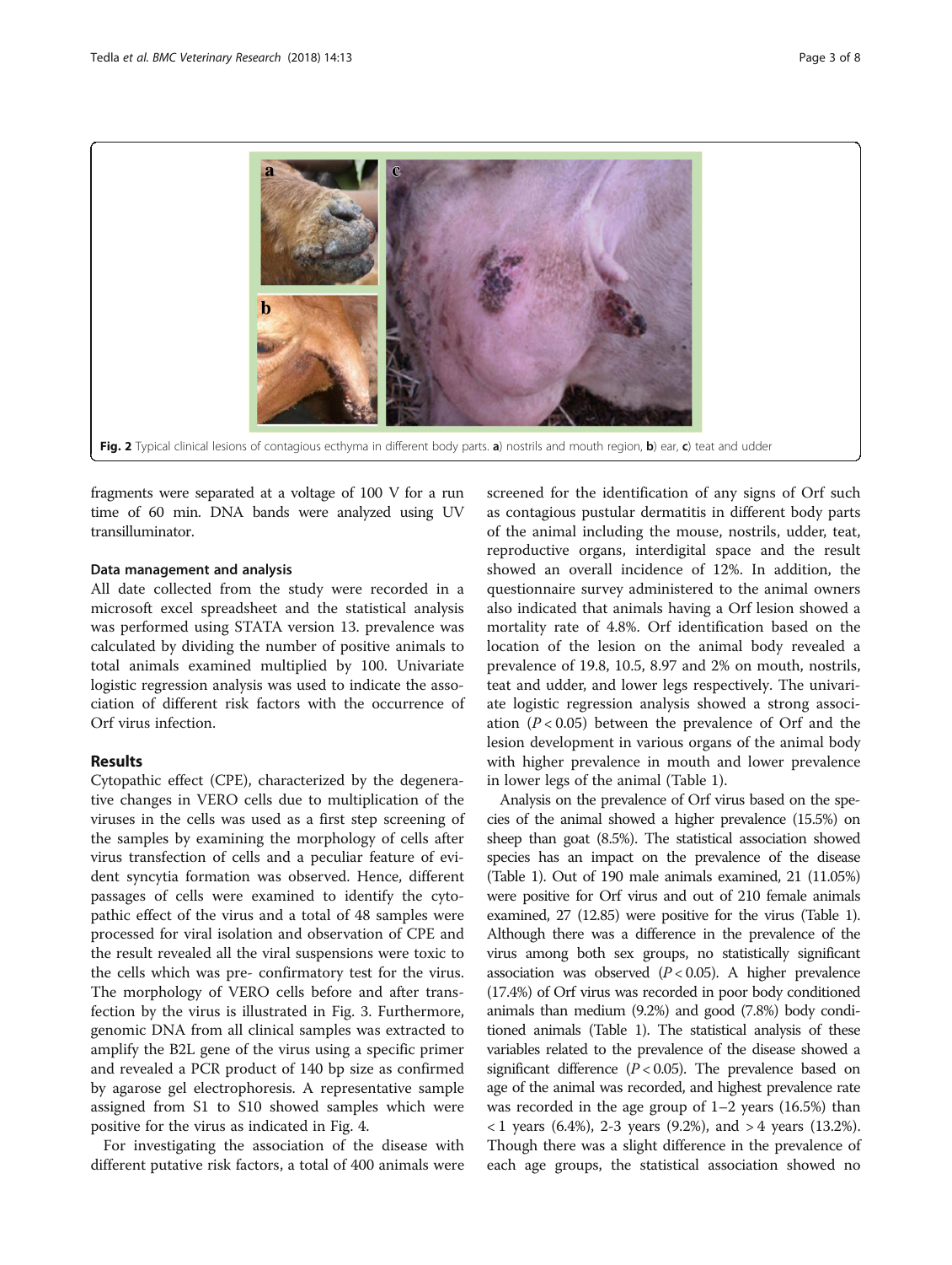Fig. 2 Typical clinical lesions of contagious ecthyma in different body parts. **a**) nostrils and mouth region, **b**) ear, **c**) teat and udder

fragments were separated at a voltage of 100 V for a run time of 60 min. DNA bands were analyzed using UV transillumінator.

#### Data management and analysis

All date collected from the study were recorded in a microsoft excel spreadsheet and the statistical analysis was performed using STATA version 13. prevalence was calculated by dividing the number of positive animals to total animals examined multiplied by 100. Univariate logistic regression analysis was used to indicate the association of different risk factors with the occurrence of Orf virus infection.

### Results

Cytopathic effect (CPE), characterized by the degenerative changes in VERO cells due to multiplication of the viruses in the cells was used as a first step screening of the samples by examining the morphology of cells after virus transfection of cells and a peculiar feature of evident syncytia formation was observed. Hence, different passages of cells were examined to identify the cytopathic effect of the virus and a total of 48 samples were processed for viral isolation and observation of CPE and the result revealed all the viral suspensions were toxic to the cells which was pre- confirmatory test for the virus. The morphology of VERO cells before and after transfection by the virus is illustrated in Fig. 3. Furthermore, genomic DNA from all clinical samples was extracted to amplify the B2L gene of the virus using a specific primer and revealed a PCR product of 140 bp size as confirmed by agarose gel electrophoresis. A representative sample assigned from S1 to S10 showed samples which were positive for the virus as indicated in Fig. 4.

For investigating the association of the disease with different putative risk factors, a total of 400 animals were screened for the identification of any signs of Orf such as contagious pustular dermatitis in different body parts of the animal including the mouse, nostrils, udder, teat, reproductive organs, interdigital space and the result showed an overall incidence of 12%. In addition, the questionnaire survey administered to the animal owners also indicated that animals having a Orf lesion showed a mortality rate of 4.8%. Orf identification based on the location of the lesion on the animal body revealed a prevalence of 19.8, 10.5, 8.97 and 2% on mouth, nostrils, teat and udder, and lower legs respectively. The univariate logistic regression analysis showed a strong association ($P < 0.05$) between the prevalence of Orf and the lesion development in various organs of the animal body with higher prevalence in mouth and lower prevalence in lower legs of the animal (Table 1).

Analysis on the prevalence of Orf virus based on the species of the animal showed a higher prevalence (15.5%) on sheep than goat (8.5%). The statistical association showed species has an impact on the prevalence of the disease (Table 1). Out of 190 male animals examined, 21 (11.05%) were positive for Orf virus and out of 210 female animals examined, 27 (12.85) were positive for the virus (Table 1). Although there was a difference in the prevalence of the virus among both sex groups, no statistically significant association was observed ($P < 0.05$). A higher prevalence (17.4%) of Orf virus was recorded in poor body conditioned animals than medium (9.2%) and good (7.8%) body conditioned animals (Table 1). The statistical analysis of these variables related to the prevalence of the disease showed a significant difference ($P < 0.05$). The prevalence based on age of the animal was recorded, and highest prevalence rate was recorded in the age group of 1–2 years (16.5%) than < 1 years (6.4%), 2-3 years (9.2%), and > 4 years (13.2%). Though there was a slight difference in the prevalence of each age groups, the statistical association showed no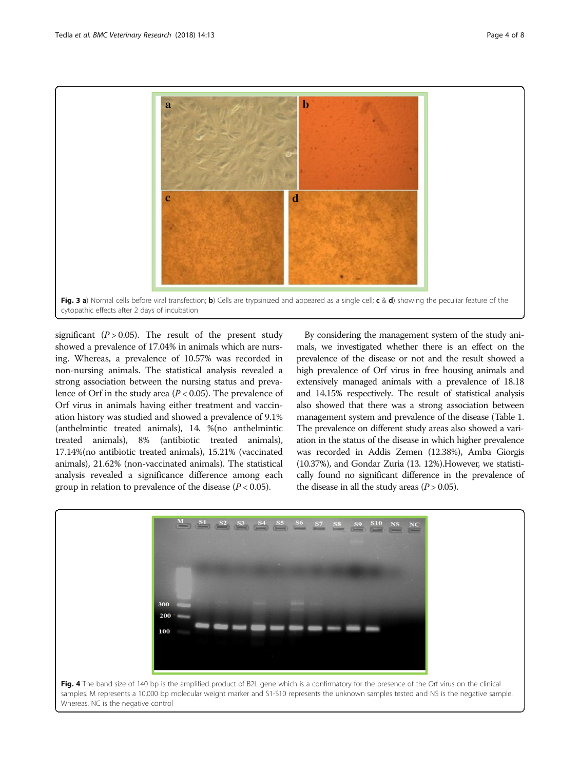Fig. 3 **a**) Normal cells before viral transfection; **b**) Cells are trypsinized and appeared as a single cell; **c** & **d**) showing the peculiar feature of the cytopathic effects after 2 days of incubation

significant ($P > 0.05$). The result of the present study showed a prevalence of 17.04% in animals which are nursing. Whereas, a prevalence of 10.57% was recorded in non-nursing animals. The statistical analysis revealed a strong association between the nursing status and prevalence of Orf in the study area ($P < 0.05$). The prevalence of Orf virus in animals having either treatment and vaccination history was studied and showed a prevalence of 9.1% (anthelmintic treated animals), 14. %(no anthelmintic treated animals), 8% (antibiotic treated animals), 17.14%(no antibiotic treated animals), 15.21% (vaccinated animals), 21.62% (non-vaccinated animals). The statistical analysis revealed a significance difference among each group in relation to prevalence of the disease ($P < 0.05$).

By considering the management system of the study animals, we investigated whether there is an effect on the prevalence of the disease or not and the result showed a high prevalence of Orf virus in free housing animals and extensively managed animals with a prevalence of 18.18 and 14.15% respectively. The result of statistical analysis also showed that there was a strong association between management system and prevalence of the disease (Table 1. The prevalence on different study areas also showed a variation in the status of the disease in which higher prevalence was recorded in Addis Zemen (12.38%), Amba Giorgis (10.37%), and Gondar Zuria (13. 12%).However, we statistically found no significant difference in the prevalence of the disease in all the study areas ($P > 0.05$).

Fig. 4 The band size of 140 bp is the amplified product of B2L gene which is a confirmatory for the presence of the Orf virus on the clinical samples. M represents a 10,000 bp molecular weight marker and S1-S10 represents the unknown samples tested and NS is the negative sample. Whereas, NC is the negative control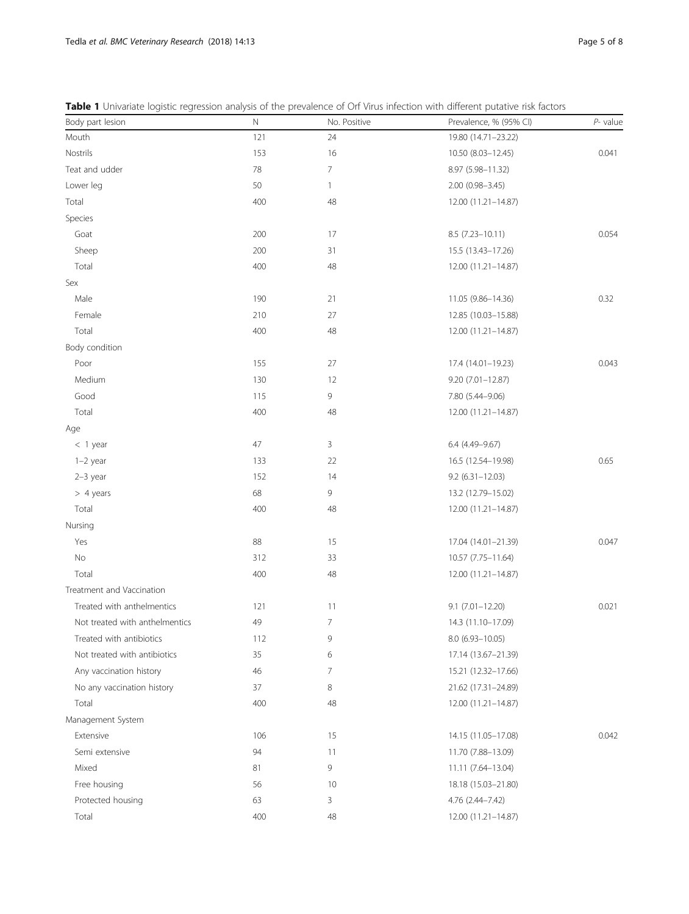**Table 1** Univariate logistic regression analysis of the prevalence of Orf Virus infection with different putative risk factors

| Body part lesion | N | No. Positive | Prevalence, % (95% CI) | *P*- value |
|---|---|---|---|---|
| Mouth | 121 | 24 | 19.80 (14.71–23.22) | |
| Nostrils | 153 | 16 | 10.50 (8.03–12.45) | 0.041 |
| Teat and udder | 78 | 7 | 8.97 (5.98–11.32) | |
| Lower leg | 50 | 1 | 2.00 (0.98–3.45) | |
| Total | 400 | 48 | 12.00 (11.21–14.87) | |
| Species | | | | |
| Goat | 200 | 17 | 8.5 (7.23–10.11) | 0.054 |
| Sheep | 200 | 31 | 15.5 (13.43–17.26) | |
| Total | 400 | 48 | 12.00 (11.21–14.87) | |
| Sex | | | | |
| Male | 190 | 21 | 11.05 (9.86–14.36) | 0.32 |
| Female | 210 | 27 | 12.85 (10.03–15.88) | |
| Total | 400 | 48 | 12.00 (11.21–14.87) | |
| Body condition | | | | |
| Poor | 155 | 27 | 17.4 (14.01–19.23) | 0.043 |
| Medium | 130 | 12 | 9.20 (7.01–12.87) | |
| Good | 115 | 9 | 7.80 (5.44–9.06) | |
| Total | 400 | 48 | 12.00 (11.21–14.87) | |
| Age | | | | |
| < 1 year | 47 | 3 | 6.4 (4.49–9.67) | |
| 1–2 year | 133 | 22 | 16.5 (12.54–19.98) | 0.65 |
| 2–3 year | 152 | 14 | 9.2 (6.31–12.03) | |
| > 4 years | 68 | 9 | 13.2 (12.79–15.02) | |
| Total | 400 | 48 | 12.00 (11.21–14.87) | |
| Nursing | | | | |
| Yes | 88 | 15 | 17.04 (14.01–21.39) | 0.047 |
| No | 312 | 33 | 10.57 (7.75–11.64) | |
| Total | 400 | 48 | 12.00 (11.21–14.87) | |
| Treatment and Vaccination | | | | |
| Treated with anthelmentics | 121 | 11 | 9.1 (7.01–12.20) | 0.021 |
| Not treated with anthelmentics | 49 | 7 | 14.3 (11.10–17.09) | |
| Treated with antibiotics | 112 | 9 | 8.0 (6.93–10.05) | |
| Not treated with antibiotics | 35 | 6 | 17.14 (13.67–21.39) | |
| Any vaccination history | 46 | 7 | 15.21 (12.32–17.66) | |
| No any vaccination history | 37 | 8 | 21.62 (17.31–24.89) | |
| Total | 400 | 48 | 12.00 (11.21–14.87) | |
| Management System | | | | |
| Extensive | 106 | 15 | 14.15 (11.05–17.08) | 0.042 |
| Semi extensive | 94 | 11 | 11.70 (7.88–13.09) | |
| Mixed | 81 | 9 | 11.11 (7.64–13.04) | |
| Free housing | 56 | 10 | 18.18 (15.03–21.80) | |
| Protected housing | 63 | 3 | 4.76 (2.44–7.42) | |
| Total | 400 | 48 | 12.00 (11.21–14.87) | |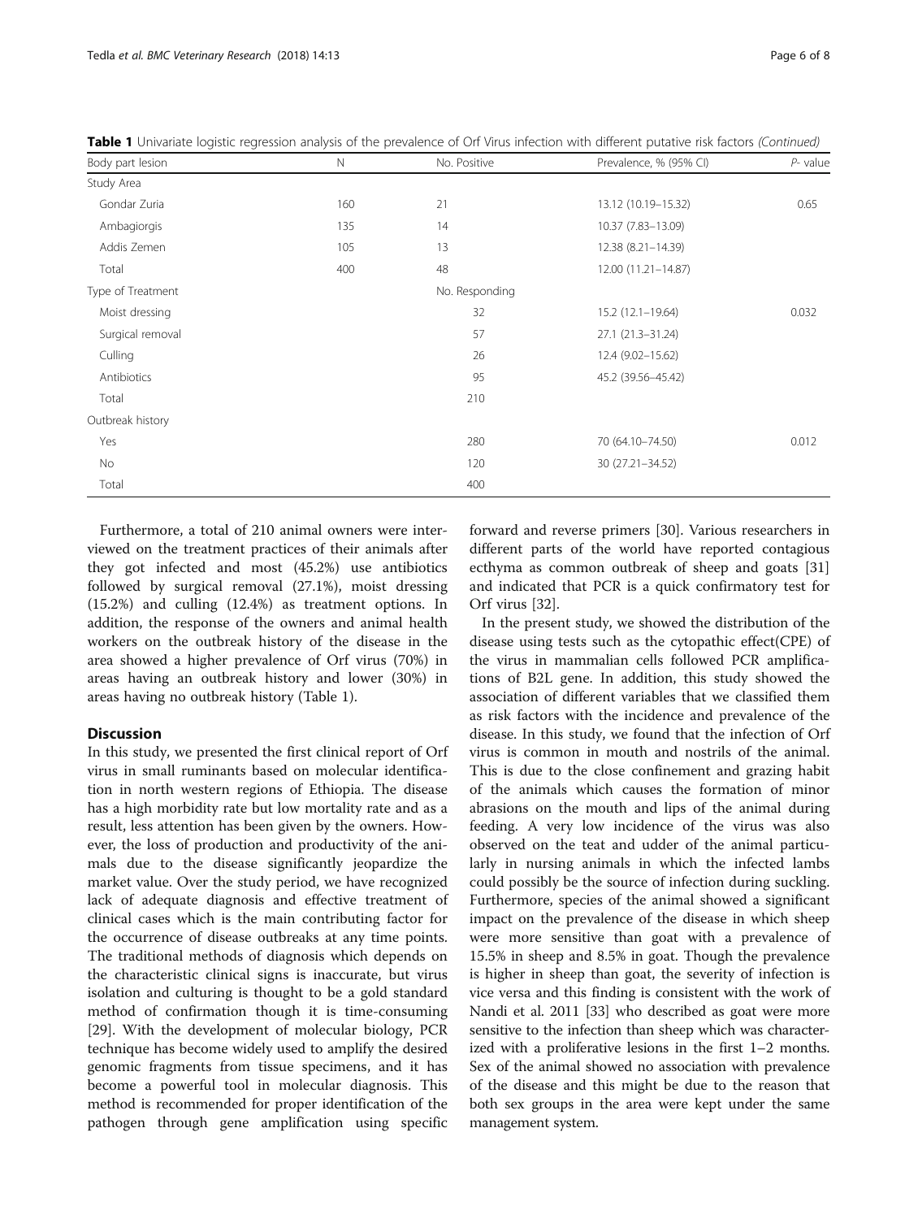**Table 1** Univariate logistic regression analysis of the prevalence of Orf Virus infection with different putative risk factors *(Continued)*

| Body part lesion | N | No. Positive | Prevalence, % (95% CI) | *P*- value |
|---|---|---|---|---|
| Study Area | | | | |
| Gondar Zuria | 160 | 21 | 13.12 (10.19–15.32) | 0.65 |
| Ambagiorgis | 135 | 14 | 10.37 (7.83–13.09) | |
| Addis Zemen | 105 | 13 | 12.38 (8.21–14.39) | |
| Total | 400 | 48 | 12.00 (11.21–14.87) | |
| Type of Treatment | | No. Responding | | |
| Moist dressing | | 32 | 15.2 (12.1–19.64) | 0.032 |
| Surgical removal | | 57 | 27.1 (21.3–31.24) | |
| Culling | | 26 | 12.4 (9.02–15.62) | |
| Antibiotics | | 95 | 45.2 (39.56–45.42) | |
| Total | | 210 | | |
| Outbreak history | | | | |
| Yes | | 280 | 70 (64.10–74.50) | 0.012 |
| No | | 120 | 30 (27.21–34.52) | |
| Total | | 400 | | |

Furthermore, a total of 210 animal owners were interviewed on the treatment practices of their animals after they got infected and most (45.2%) use antibiotics followed by surgical removal (27.1%), moist dressing (15.2%) and culling (12.4%) as treatment options. In addition, the response of the owners and animal health workers on the outbreak history of the disease in the area showed a higher prevalence of Orf virus (70%) in areas having an outbreak history and lower (30%) in areas having no outbreak history (Table 1).

## Discussion

In this study, we presented the first clinical report of Orf virus in small ruminants based on molecular identification in north western regions of Ethiopia. The disease has a high morbidity rate but low mortality rate and as a result, less attention has been given by the owners. However, the loss of production and productivity of the animals due to the disease significantly jeopardize the market value. Over the study period, we have recognized lack of adequate diagnosis and effective treatment of clinical cases which is the main contributing factor for the occurrence of disease outbreaks at any time points. The traditional methods of diagnosis which depends on the characteristic clinical signs is inaccurate, but virus isolation and culturing is thought to be a gold standard method of confirmation though it is time-consuming [29]. With the development of molecular biology, PCR technique has become widely used to amplify the desired genomic fragments from tissue specimens, and it has become a powerful tool in molecular diagnosis. This method is recommended for proper identification of the pathogen through gene amplification using specific forward and reverse primers [30]. Various researchers in different parts of the world have reported contagious ecthyma as common outbreak of sheep and goats [31] and indicated that PCR is a quick confirmatory test for Orf virus [32].

In the present study, we showed the distribution of the disease using tests such as the cytopathic effect(CPE) of the virus in mammalian cells followed PCR amplifications of B2L gene. In addition, this study showed the association of different variables that we classified them as risk factors with the incidence and prevalence of the disease. In this study, we found that the infection of Orf virus is common in mouth and nostrils of the animal. This is due to the close confinement and grazing habit of the animals which causes the formation of minor abrasions on the mouth and lips of the animal during feeding. A very low incidence of the virus was also observed on the teat and udder of the animal particularly in nursing animals in which the infected lambs could possibly be the source of infection during suckling. Furthermore, species of the animal showed a significant impact on the prevalence of the disease in which sheep were more sensitive than goat with a prevalence of 15.5% in sheep and 8.5% in goat. Though the prevalence is higher in sheep than goat, the severity of infection is vice versa and this finding is consistent with the work of Nandi et al. 2011 [33] who described as goat were more sensitive to the infection than sheep which was characterized with a proliferative lesions in the first 1–2 months. Sex of the animal showed no association with prevalence of the disease and this might be due to the reason that both sex groups in the area were kept under the same management system.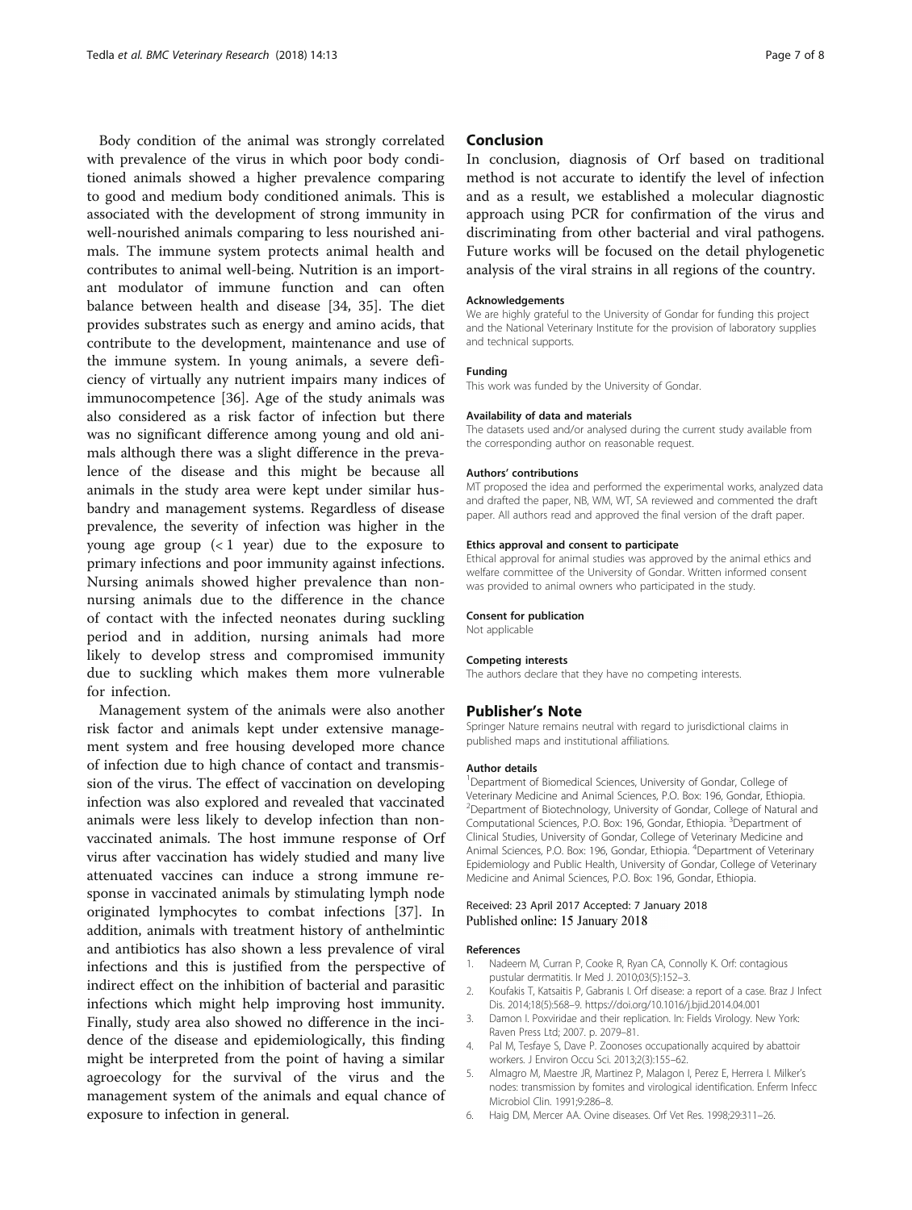Body condition of the animal was strongly correlated with prevalence of the virus in which poor body conditioned animals showed a higher prevalence comparing to good and medium body conditioned animals. This is associated with the development of strong immunity in well-nourished animals comparing to less nourished animals. The immune system protects animal health and contributes to animal well-being. Nutrition is an important modulator of immune function and can often balance between health and disease [34, 35]. The diet provides substrates such as energy and amino acids, that contribute to the development, maintenance and use of the immune system. In young animals, a severe deficiency of virtually any nutrient impairs many indices of immunocompetence [36]. Age of the study animals was also considered as a risk factor of infection but there was no significant difference among young and old animals although there was a slight difference in the prevalence of the disease and this might be because all animals in the study area were kept under similar husbandry and management systems. Regardless of disease prevalence, the severity of infection was higher in the young age group (< 1 year) due to the exposure to primary infections and poor immunity against infections. Nursing animals showed higher prevalence than non-nursing animals due to the difference in the chance of contact with the infected neonates during suckling period and in addition, nursing animals had more likely to develop stress and compromised immunity due to suckling which makes them more vulnerable for infection.

Management system of the animals were also another risk factor and animals kept under extensive management system and free housing developed more chance of infection due to high chance of contact and transmission of the virus. The effect of vaccination on developing infection was also explored and revealed that vaccinated animals were less likely to develop infection than non-vaccinated animals. The host immune response of Orf virus after vaccination has widely studied and many live attenuated vaccines can induce a strong immune response in vaccinated animals by stimulating lymph node originated lymphocytes to combat infections [37]. In addition, animals with treatment history of anthelmintic and antibiotics has also shown a less prevalence of viral infections and this is justified from the perspective of indirect effect on the inhibition of bacterial and parasitic infections which might help improving host immunity. Finally, study area also showed no difference in the incidence of the disease and epidemiologically, this finding might be interpreted from the point of having a similar agroecology for the survival of the virus and the management system of the animals and equal chance of exposure to infection in general.

## Conclusion

In conclusion, diagnosis of Orf based on traditional method is not accurate to identify the level of infection and as a result, we established a molecular diagnostic approach using PCR for confirmation of the virus and discriminating from other bacterial and viral pathogens. Future works will be focused on the detail phylogenetic analysis of the viral strains in all regions of the country.

#### Acknowledgements

We are highly grateful to the University of Gondar for funding this project and the National Veterinary Institute for the provision of laboratory supplies and technical supports.

#### Funding

This work was funded by the University of Gondar.

#### Availability of data and materials

The datasets used and/or analysed during the current study available from the corresponding author on reasonable request.

#### Authors' contributions

MT proposed the idea and performed the experimental works, analyzed data and drafted the paper, NB, WM, WT, SA reviewed and commented the draft paper. All authors read and approved the final version of the draft paper.

#### Ethics approval and consent to participate

Ethical approval for animal studies was approved by the animal ethics and welfare committee of the University of Gondar. Written informed consent was provided to animal owners who participated in the study.

#### Consent for publication

Not applicable

#### Competing interests

The authors declare that they have no competing interests.

## Publisher's Note

Springer Nature remains neutral with regard to jurisdictional claims in published maps and institutional affiliations.

#### Author details

[1]Department of Biomedical Sciences, University of Gondar, College of Veterinary Medicine and Animal Sciences, P.O. Box: 196, Gondar, Ethiopia. [2]Department of Biotechnology, University of Gondar, College of Natural and Computational Sciences, P.O. Box: 196, Gondar, Ethiopia. [3]Department of Clinical Studies, University of Gondar, College of Veterinary Medicine and Animal Sciences, P.O. Box: 196, Gondar, Ethiopia. [4]Department of Veterinary Epidemiology and Public Health, University of Gondar, College of Veterinary Medicine and Animal Sciences, P.O. Box: 196, Gondar, Ethiopia.

Received: 23 April 2017 Accepted: 7 January 2018
Published online: 15 January 2018

#### References

1. Nadeem M, Curran P, Cooke R, Ryan CA, Connolly K. Orf: contagious pustular dermatitis. Ir Med J. 2010;03(5):152–3.
2. Koufakis T, Katsaitis P, Gabranis I. Orf disease: a report of a case. Braz J Infect Dis. 2014;18(5):568–9. https://doi.org/10.1016/j.bjid.2014.04.001
3. Damon I. Poxviridae and their replication. In: Fields Virology. New York: Raven Press Ltd; 2007. p. 2079–81.
4. Pal M, Tesfaye S, Dave P. Zoonoses occupationally acquired by abattoir workers. J Environ Occu Sci. 2013;2(3):155–62.
5. Almagro M, Maestre JR, Martinez P, Malagon I, Perez E, Herrera I. Milker's nodes: transmission by fomites and virological identification. Enferm Infecc Microbiol Clin. 1991;9:286–8.
6. Haig DM, Mercer AA. Ovine diseases. Orf Vet Res. 1998;29:311–26.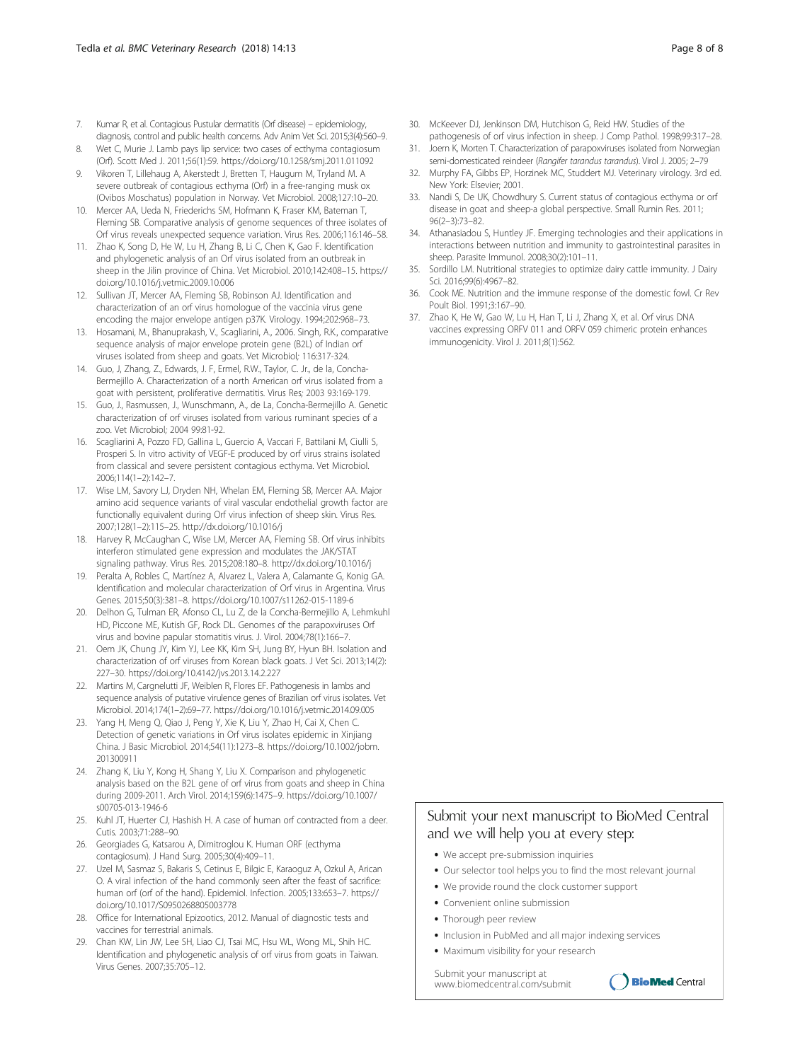7. Kumar R, et al. Contagious Pustular dermatitis (Orf disease) – epidemiology, diagnosis, control and public health concerns. Adv Anim Vet Sci. 2015;3(4):560–9.
8. Wet C, Murie J. Lamb pays lip service: two cases of ecthyma contagiosum (Orf). Scott Med J. 2011;56(1):59. https://doi.org/10.1258/smj.2011.011092
9. Vikoren T, Lillehaug A, Akerstedt J, Bretten T, Haugum M, Tryland M. A severe outbreak of contagious ecthyma (Orf) in a free-ranging musk ox (Ovibos Moschatus) population in Norway. Vet Microbiol. 2008;127:10–20.
10. Mercer AA, Ueda N, Friederichs SM, Hofmann K, Fraser KM, Bateman T, Fleming SB. Comparative analysis of genome sequences of three isolates of Orf virus reveals unexpected sequence variation. Virus Res. 2006;116:146–58.
11. Zhao K, Song D, He W, Lu H, Zhang B, Li C, Chen K, Gao F. Identification and phylogenetic analysis of an Orf virus isolated from an outbreak in sheep in the Jilin province of China. Vet Microbiol. 2010;142:408–15. https://doi.org/10.1016/j.vetmic.2009.10.006
12. Sullivan JT, Mercer AA, Fleming SB, Robinson AJ. Identification and characterization of an orf virus homologue of the vaccinia virus gene encoding the major envelope antigen p37K. Virology. 1994;202:968–73.
13. Hosamani, M., Bhanuprakash, V., Scagliarini, A., 2006. Singh, R.K., comparative sequence analysis of major envelope protein gene (B2L) of Indian orf viruses isolated from sheep and goats. Vet Microbiol; 116:317-324.
14. Guo, J, Zhang, Z., Edwards, J. F, Ermel, R.W., Taylor, C. Jr., de la, Concha-Bermejillo A. Characterization of a north American orf virus isolated from a goat with persistent, proliferative dermatitis. Virus Res; 2003 93:169-179.
15. Guo, J., Rasmussen, J., Wunschmann, A., de La, Concha-Bermejillo A. Genetic characterization of orf viruses isolated from various ruminant species of a zoo. Vet Microbiol; 2004 99:81-92.
16. Scagliarini A, Pozzo FD, Gallina L, Guercio A, Vaccari F, Battilani M, Ciulli S, Prosperi S. In vitro activity of VEGF-E produced by orf virus strains isolated from classical and severe persistent contagious ecthyma. Vet Microbiol. 2006;114(1–2):142–7.
17. Wise LM, Savory LJ, Dryden NH, Whelan EM, Fleming SB, Mercer AA. Major amino acid sequence variants of viral vascular endothelial growth factor are functionally equivalent during Orf virus infection of sheep skin. Virus Res. 2007;128(1–2):115–25. http://dx.doi.org/10.1016/j
18. Harvey R, McCaughan C, Wise LM, Mercer AA, Fleming SB. Orf virus inhibits interferon stimulated gene expression and modulates the JAK/STAT signaling pathway. Virus Res. 2015;208:180–8. http://dx.doi.org/10.1016/j
19. Peralta A, Robles C, Martínez A, Alvarez L, Valera A, Calamante G, Konig GA. Identification and molecular characterization of Orf virus in Argentina. Virus Genes. 2015;50(3):381–8. https://doi.org/10.1007/s11262-015-1189-6
20. Delhon G, Tulman ER, Afonso CL, Lu Z, de la Concha-Bermejillo A, Lehmkuhl HD, Piccone ME, Kutish GF, Rock DL. Genomes of the parapoxviruses Orf virus and bovine papular stomatitis virus. J. Virol. 2004;78(1):166–7.
21. Oem JK, Chung JY, Kim YJ, Lee KK, Kim SH, Jung BY, Hyun BH. Isolation and characterization of orf viruses from Korean black goats. J Vet Sci. 2013;14(2):227–30. https://doi.org/10.4142/jvs.2013.14.2.227
22. Martins M, Cargnelutti JF, Weiblen R, Flores EF. Pathogenesis in lambs and sequence analysis of putative virulence genes of Brazilian orf virus isolates. Vet Microbiol. 2014;174(1–2):69–77. https://doi.org/10.1016/j.vetmic.2014.09.005
23. Yang H, Meng Q, Qiao J, Peng Y, Xie K, Liu Y, Zhao H, Cai X, Chen C. Detection of genetic variations in Orf virus isolates epidemic in Xinjiang China. J Basic Microbiol. 2014;54(11):1273–8. https://doi.org/10.1002/jobm.201300911
24. Zhang K, Liu Y, Kong H, Shang Y, Liu X. Comparison and phylogenetic analysis based on the B2L gene of orf virus from goats and sheep in China during 2009-2011. Arch Virol. 2014;159(6):1475–9. https://doi.org/10.1007/s00705-013-1946-6
25. Kuhl JT, Huerter CJ, Hashish H. A case of human orf contracted from a deer. Cutis. 2003;71:288–90.
26. Georgiades G, Katsarou A, Dimitroglou K. Human ORF (ecthyma contagiosum). J Hand Surg. 2005;30(4):409–11.
27. Uzel M, Sasmaz S, Bakaris S, Cetinus E, Bilgic E, Karaoguz A, Ozkul A, Arican O. A viral infection of the hand commonly seen after the feast of sacrifice: human orf (orf of the hand). Epidemiol. Infection. 2005;133:653–7. https://doi.org/10.1017/S0950268805003778
28. Office for International Epizootics, 2012. Manual of diagnostic tests and vaccines for terrestrial animals.
29. Chan KW, Lin JW, Lee SH, Liao CJ, Tsai MC, Hsu WL, Wong ML, Shih HC. Identification and phylogenetic analysis of orf virus from goats in Taiwan. Virus Genes. 2007;35:705–12.
30. McKeever DJ, Jenkinson DM, Hutchison G, Reid HW. Studies of the pathogenesis of orf virus infection in sheep. J Comp Pathol. 1998;99:317–28.
31. Joern K, Morten T. Characterization of parapoxviruses isolated from Norwegian semi-domesticated reindeer (*Rangifer tarandus tarandus*). Virol J. 2005; 2–79
32. Murphy FA, Gibbs EP, Horzinek MC, Studdert MJ. Veterinary virology. 3rd ed. New York: Elsevier; 2001.
33. Nandi S, De UK, Chowdhury S. Current status of contagious ecthyma or orf disease in goat and sheep-a global perspective. Small Rumin Res. 2011; 96(2–3):73–82.
34. Athanasiadou S, Huntley JF. Emerging technologies and their applications in interactions between nutrition and immunity to gastrointestinal parasites in sheep. Parasite Immunol. 2008;30(2):101–11.
35. Sordillo LM. Nutritional strategies to optimize dairy cattle immunity. J Dairy Sci. 2016;99(6):4967–82.
36. Cook ME. Nutrition and the immune response of the domestic fowl. Cr Rev Poult Biol. 1991;3:167–90.
37. Zhao K, He W, Gao W, Lu H, Han T, Li J, Zhang X, et al. Orf virus DNA vaccines expressing ORFV 011 and ORFV 059 chimeric protein enhances immunogenicity. Virol J. 2011;8(1):562.

Submit your next manuscript to BioMed Central and we will help you at every step:

- We accept pre-submission inquiries
- Our selector tool helps you to find the most relevant journal
- We provide round the clock customer support
- Convenient online submission
- Thorough peer review
- Inclusion in PubMed and all major indexing services
- Maximum visibility for your research

Submit your manuscript at www.biomedcentral.com/submit

BioMed Central